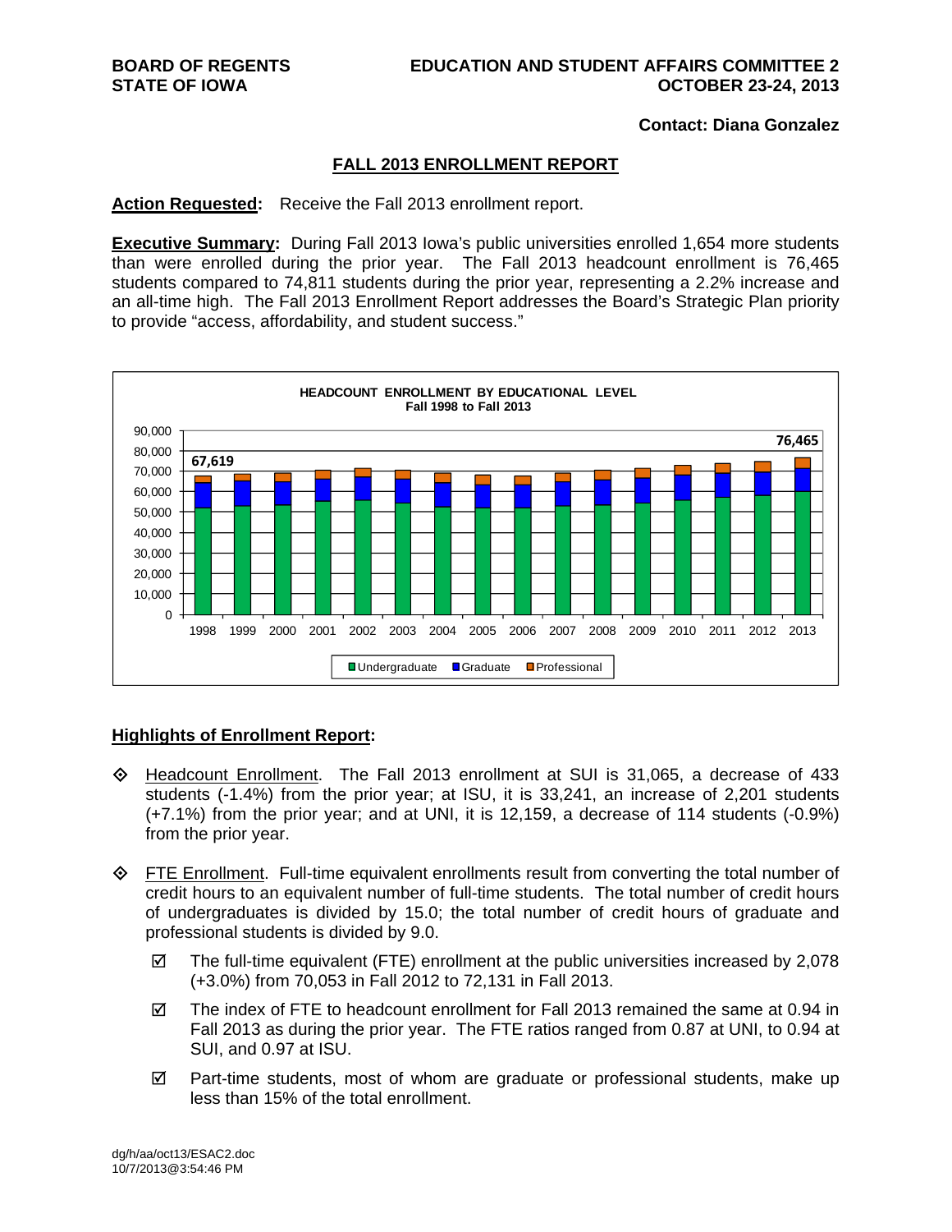**BOARD OF REGENTS**
**STATE OF IOWA**

**EDUCATION AND STUDENT AFFAIRS COMMITTEE 2**
**OCTOBER 23-24, 2013**

**Contact: Diana Gonzalez**

## FALL 2013 ENROLLMENT REPORT

**Action Requested:** Receive the Fall 2013 enrollment report.

**Executive Summary:** During Fall 2013 Iowa's public universities enrolled 1,654 more students than were enrolled during the prior year. The Fall 2013 headcount enrollment is 76,465 students compared to 74,811 students during the prior year, representing a 2.2% increase and an all-time high. The Fall 2013 Enrollment Report addresses the Board's Strategic Plan priority to provide "access, affordability, and student success."

**HEADCOUNT ENROLLMENT BY EDUCATIONAL LEVEL**
**Fall 1998 to Fall 2013**

(Stacked bar chart: Undergraduate, Graduate, Professional; 1998: 67,619; 2013: 76,465)

## Highlights of Enrollment Report:

- Headcount Enrollment. The Fall 2013 enrollment at SUI is 31,065, a decrease of 433 students (-1.4%) from the prior year; at ISU, it is 33,241, an increase of 2,201 students (+7.1%) from the prior year; and at UNI, it is 12,159, a decrease of 114 students (-0.9%) from the prior year.

- FTE Enrollment. Full-time equivalent enrollments result from converting the total number of credit hours to an equivalent number of full-time students. The total number of credit hours of undergraduates is divided by 15.0; the total number of credit hours of graduate and professional students is divided by 9.0.

  - ☑ The full-time equivalent (FTE) enrollment at the public universities increased by 2,078 (+3.0%) from 70,053 in Fall 2012 to 72,131 in Fall 2013.

  - ☑ The index of FTE to headcount enrollment for Fall 2013 remained the same at 0.94 in Fall 2013 as during the prior year. The FTE ratios ranged from 0.87 at UNI, to 0.94 at SUI, and 0.97 at ISU.

  - ☑ Part-time students, most of whom are graduate or professional students, make up less than 15% of the total enrollment.

dg/h/aa/oct13/ESAC2.doc
10/7/2013@3:54:46 PM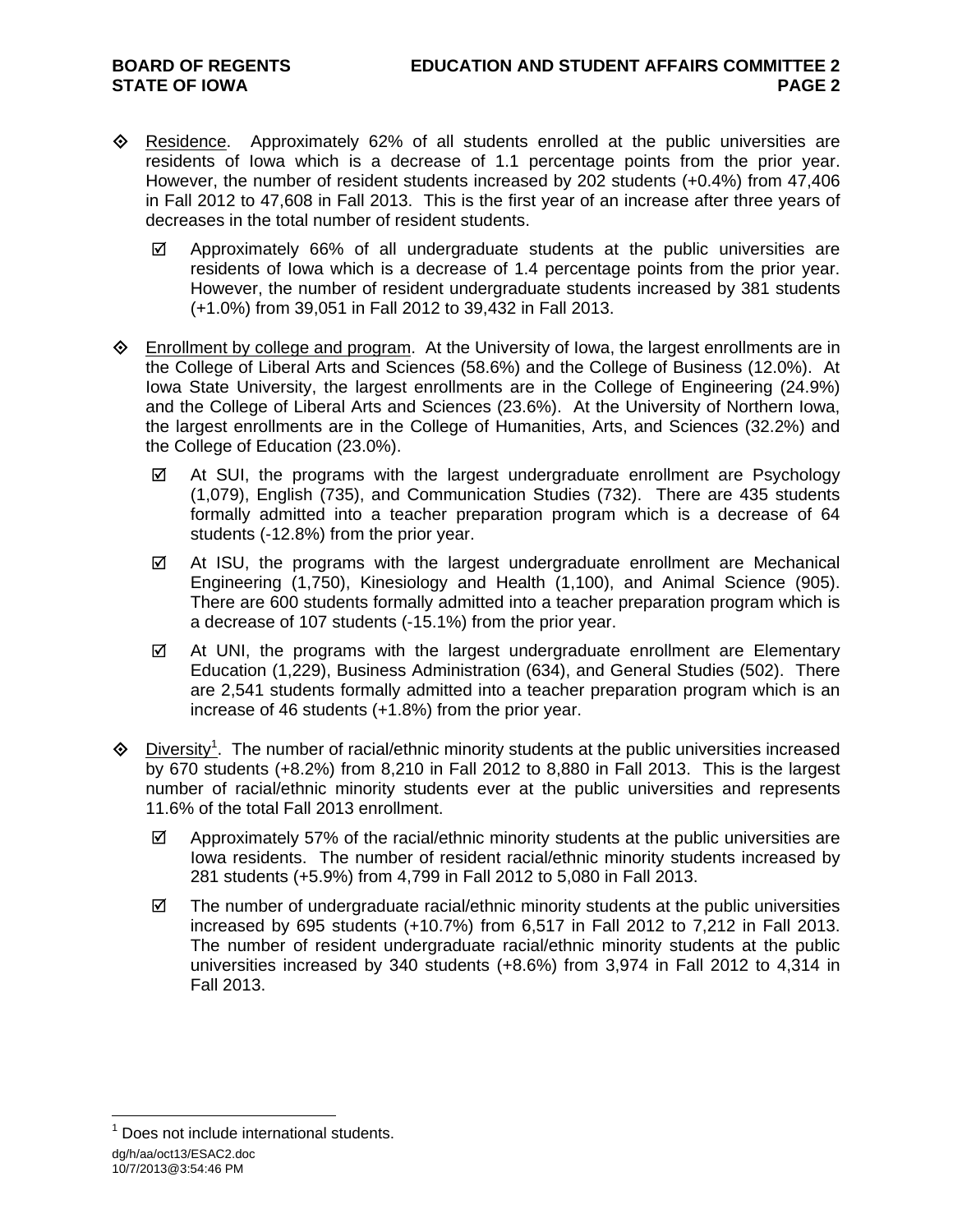- Residence. Approximately 62% of all students enrolled at the public universities are residents of Iowa which is a decrease of 1.1 percentage points from the prior year. However, the number of resident students increased by 202 students (+0.4%) from 47,406 in Fall 2012 to 47,608 in Fall 2013. This is the first year of an increase after three years of decreases in the total number of resident students.

  - Approximately 66% of all undergraduate students at the public universities are residents of Iowa which is a decrease of 1.4 percentage points from the prior year. However, the number of resident undergraduate students increased by 381 students (+1.0%) from 39,051 in Fall 2012 to 39,432 in Fall 2013.

- Enrollment by college and program. At the University of Iowa, the largest enrollments are in the College of Liberal Arts and Sciences (58.6%) and the College of Business (12.0%). At Iowa State University, the largest enrollments are in the College of Engineering (24.9%) and the College of Liberal Arts and Sciences (23.6%). At the University of Northern Iowa, the largest enrollments are in the College of Humanities, Arts, and Sciences (32.2%) and the College of Education (23.0%).

  - At SUI, the programs with the largest undergraduate enrollment are Psychology (1,079), English (735), and Communication Studies (732). There are 435 students formally admitted into a teacher preparation program which is a decrease of 64 students (-12.8%) from the prior year.

  - At ISU, the programs with the largest undergraduate enrollment are Mechanical Engineering (1,750), Kinesiology and Health (1,100), and Animal Science (905). There are 600 students formally admitted into a teacher preparation program which is a decrease of 107 students (-15.1%) from the prior year.

  - At UNI, the programs with the largest undergraduate enrollment are Elementary Education (1,229), Business Administration (634), and General Studies (502). There are 2,541 students formally admitted into a teacher preparation program which is an increase of 46 students (+1.8%) from the prior year.

- Diversity[1]. The number of racial/ethnic minority students at the public universities increased by 670 students (+8.2%) from 8,210 in Fall 2012 to 8,880 in Fall 2013. This is the largest number of racial/ethnic minority students ever at the public universities and represents 11.6% of the total Fall 2013 enrollment.

  - Approximately 57% of the racial/ethnic minority students at the public universities are Iowa residents. The number of resident racial/ethnic minority students increased by 281 students (+5.9%) from 4,799 in Fall 2012 to 5,080 in Fall 2013.

  - The number of undergraduate racial/ethnic minority students at the public universities increased by 695 students (+10.7%) from 6,517 in Fall 2012 to 7,212 in Fall 2013. The number of resident undergraduate racial/ethnic minority students at the public universities increased by 340 students (+8.6%) from 3,974 in Fall 2012 to 4,314 in Fall 2013.

[1] Does not include international students.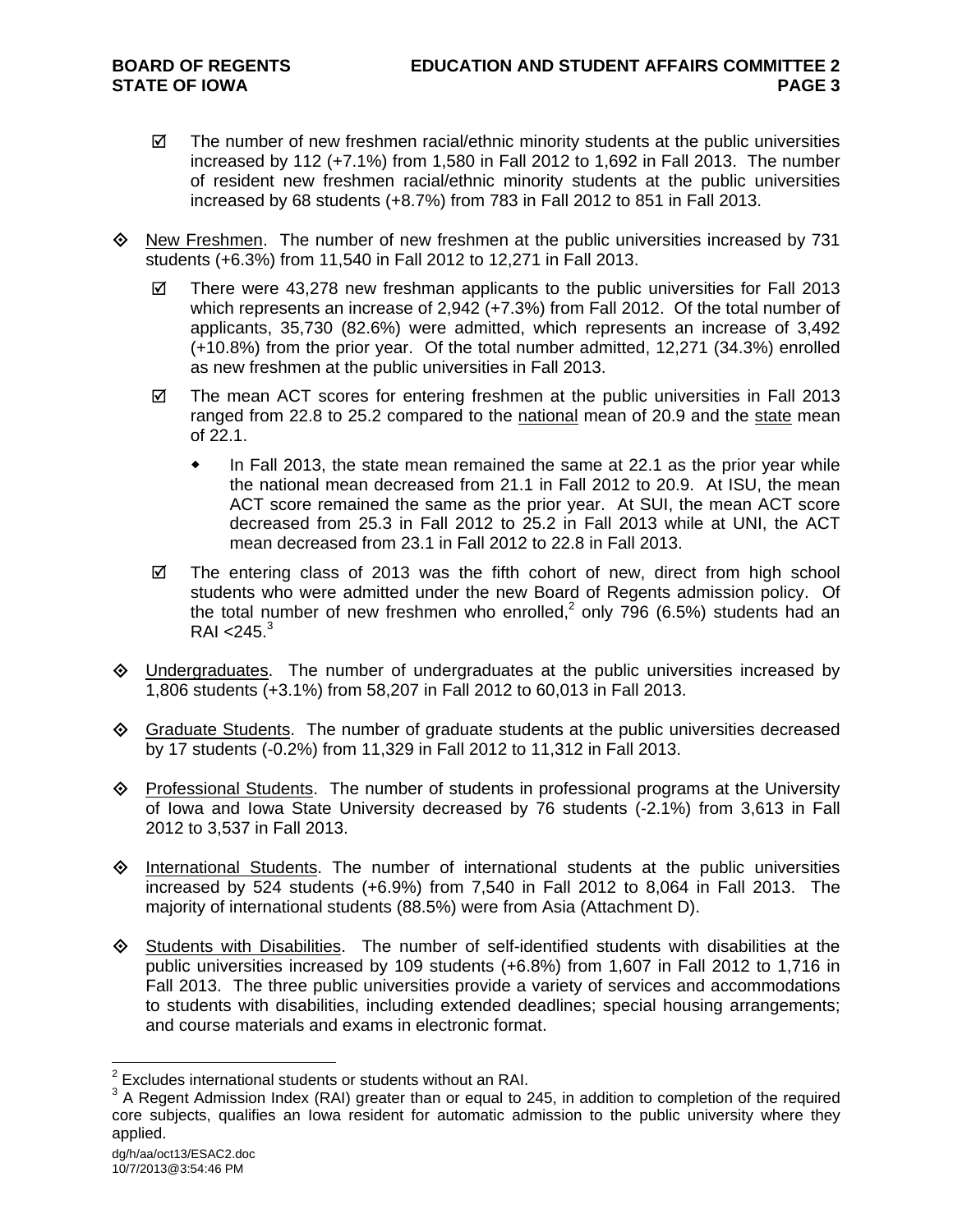- ☑ The number of new freshmen racial/ethnic minority students at the public universities increased by 112 (+7.1%) from 1,580 in Fall 2012 to 1,692 in Fall 2013. The number of resident new freshmen racial/ethnic minority students at the public universities increased by 68 students (+8.7%) from 783 in Fall 2012 to 851 in Fall 2013.

◇ New Freshmen. The number of new freshmen at the public universities increased by 731 students (+6.3%) from 11,540 in Fall 2012 to 12,271 in Fall 2013.

- ☑ There were 43,278 new freshman applicants to the public universities for Fall 2013 which represents an increase of 2,942 (+7.3%) from Fall 2012. Of the total number of applicants, 35,730 (82.6%) were admitted, which represents an increase of 3,492 (+10.8%) from the prior year. Of the total number admitted, 12,271 (34.3%) enrolled as new freshmen at the public universities in Fall 2013.

- ☑ The mean ACT scores for entering freshmen at the public universities in Fall 2013 ranged from 22.8 to 25.2 compared to the national mean of 20.9 and the state mean of 22.1.

  - In Fall 2013, the state mean remained the same at 22.1 as the prior year while the national mean decreased from 21.1 in Fall 2012 to 20.9. At ISU, the mean ACT score remained the same as the prior year. At SUI, the mean ACT score decreased from 25.3 in Fall 2012 to 25.2 in Fall 2013 while at UNI, the ACT mean decreased from 23.1 in Fall 2012 to 22.8 in Fall 2013.

- ☑ The entering class of 2013 was the fifth cohort of new, direct from high school students who were admitted under the new Board of Regents admission policy. Of the total number of new freshmen who enrolled,[2] only 796 (6.5%) students had an RAI <245.[3]

◇ Undergraduates. The number of undergraduates at the public universities increased by 1,806 students (+3.1%) from 58,207 in Fall 2012 to 60,013 in Fall 2013.

◇ Graduate Students. The number of graduate students at the public universities decreased by 17 students (-0.2%) from 11,329 in Fall 2012 to 11,312 in Fall 2013.

◇ Professional Students. The number of students in professional programs at the University of Iowa and Iowa State University decreased by 76 students (-2.1%) from 3,613 in Fall 2012 to 3,537 in Fall 2013.

◇ International Students. The number of international students at the public universities increased by 524 students (+6.9%) from 7,540 in Fall 2012 to 8,064 in Fall 2013. The majority of international students (88.5%) were from Asia (Attachment D).

◇ Students with Disabilities. The number of self-identified students with disabilities at the public universities increased by 109 students (+6.8%) from 1,607 in Fall 2012 to 1,716 in Fall 2013. The three public universities provide a variety of services and accommodations to students with disabilities, including extended deadlines; special housing arrangements; and course materials and exams in electronic format.

---

[2] Excludes international students or students without an RAI.

[3] A Regent Admission Index (RAI) greater than or equal to 245, in addition to completion of the required core subjects, qualifies an Iowa resident for automatic admission to the public university where they applied.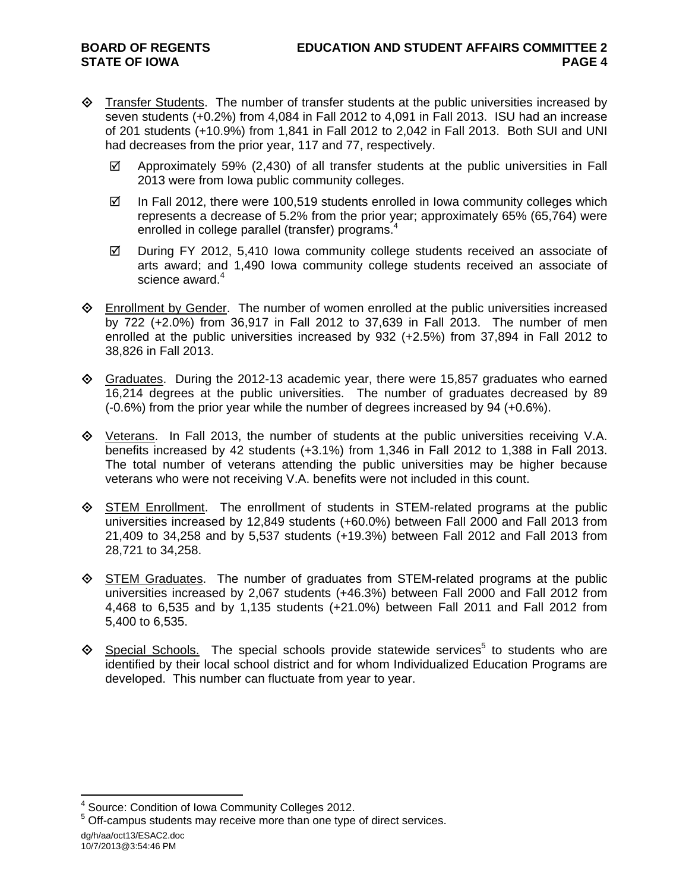- Transfer Students. The number of transfer students at the public universities increased by seven students (+0.2%) from 4,084 in Fall 2012 to 4,091 in Fall 2013. ISU had an increase of 201 students (+10.9%) from 1,841 in Fall 2012 to 2,042 in Fall 2013. Both SUI and UNI had decreases from the prior year, 117 and 77, respectively.
  - ☑ Approximately 59% (2,430) of all transfer students at the public universities in Fall 2013 were from Iowa public community colleges.
  - ☑ In Fall 2012, there were 100,519 students enrolled in Iowa community colleges which represents a decrease of 5.2% from the prior year; approximately 65% (65,764) were enrolled in college parallel (transfer) programs.[4]
  - ☑ During FY 2012, 5,410 Iowa community college students received an associate of arts award; and 1,490 Iowa community college students received an associate of science award.[4]

- Enrollment by Gender. The number of women enrolled at the public universities increased by 722 (+2.0%) from 36,917 in Fall 2012 to 37,639 in Fall 2013. The number of men enrolled at the public universities increased by 932 (+2.5%) from 37,894 in Fall 2012 to 38,826 in Fall 2013.

- Graduates. During the 2012-13 academic year, there were 15,857 graduates who earned 16,214 degrees at the public universities. The number of graduates decreased by 89 (-0.6%) from the prior year while the number of degrees increased by 94 (+0.6%).

- Veterans. In Fall 2013, the number of students at the public universities receiving V.A. benefits increased by 42 students (+3.1%) from 1,346 in Fall 2012 to 1,388 in Fall 2013. The total number of veterans attending the public universities may be higher because veterans who were not receiving V.A. benefits were not included in this count.

- STEM Enrollment. The enrollment of students in STEM-related programs at the public universities increased by 12,849 students (+60.0%) between Fall 2000 and Fall 2013 from 21,409 to 34,258 and by 5,537 students (+19.3%) between Fall 2012 and Fall 2013 from 28,721 to 34,258.

- STEM Graduates. The number of graduates from STEM-related programs at the public universities increased by 2,067 students (+46.3%) between Fall 2000 and Fall 2012 from 4,468 to 6,535 and by 1,135 students (+21.0%) between Fall 2011 and Fall 2012 from 5,400 to 6,535.

- Special Schools. The special schools provide statewide services[5] to students who are identified by their local school district and for whom Individualized Education Programs are developed. This number can fluctuate from year to year.

---

[4] Source: Condition of Iowa Community Colleges 2012.

[5] Off-campus students may receive more than one type of direct services.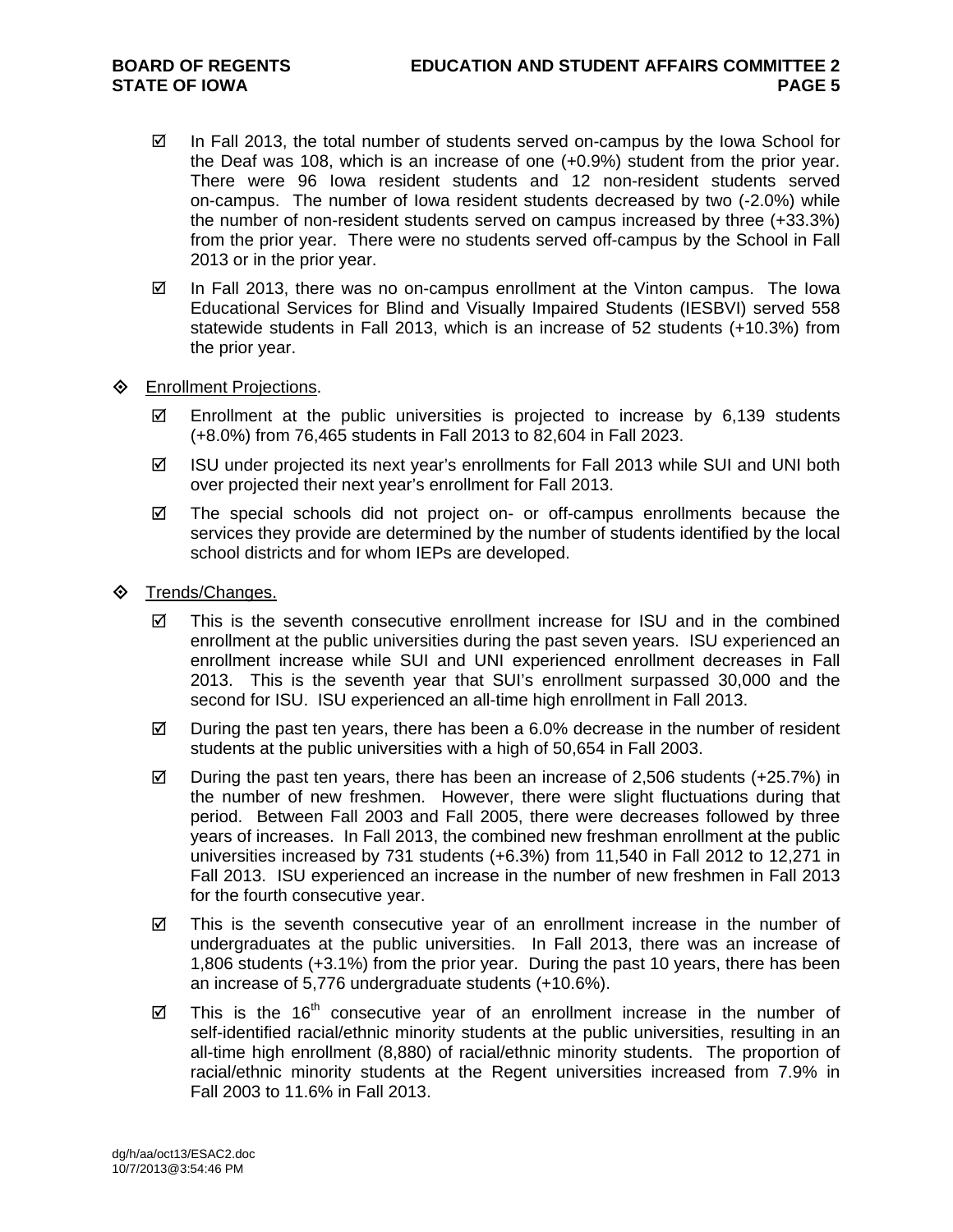- ☑ In Fall 2013, the total number of students served on-campus by the Iowa School for the Deaf was 108, which is an increase of one (+0.9%) student from the prior year. There were 96 Iowa resident students and 12 non-resident students served on-campus. The number of Iowa resident students decreased by two (-2.0%) while the number of non-resident students served on campus increased by three (+33.3%) from the prior year. There were no students served off-campus by the School in Fall 2013 or in the prior year.

- ☑ In Fall 2013, there was no on-campus enrollment at the Vinton campus. The Iowa Educational Services for Blind and Visually Impaired Students (IESBVI) served 558 statewide students in Fall 2013, which is an increase of 52 students (+10.3%) from the prior year.

◇ Enrollment Projections.

- ☑ Enrollment at the public universities is projected to increase by 6,139 students (+8.0%) from 76,465 students in Fall 2013 to 82,604 in Fall 2023.

- ☑ ISU under projected its next year's enrollments for Fall 2013 while SUI and UNI both over projected their next year's enrollment for Fall 2013.

- ☑ The special schools did not project on- or off-campus enrollments because the services they provide are determined by the number of students identified by the local school districts and for whom IEPs are developed.

◇ Trends/Changes.

- ☑ This is the seventh consecutive enrollment increase for ISU and in the combined enrollment at the public universities during the past seven years. ISU experienced an enrollment increase while SUI and UNI experienced enrollment decreases in Fall 2013. This is the seventh year that SUI's enrollment surpassed 30,000 and the second for ISU. ISU experienced an all-time high enrollment in Fall 2013.

- ☑ During the past ten years, there has been a 6.0% decrease in the number of resident students at the public universities with a high of 50,654 in Fall 2003.

- ☑ During the past ten years, there has been an increase of 2,506 students (+25.7%) in the number of new freshmen. However, there were slight fluctuations during that period. Between Fall 2003 and Fall 2005, there were decreases followed by three years of increases. In Fall 2013, the combined new freshman enrollment at the public universities increased by 731 students (+6.3%) from 11,540 in Fall 2012 to 12,271 in Fall 2013. ISU experienced an increase in the number of new freshmen in Fall 2013 for the fourth consecutive year.

- ☑ This is the seventh consecutive year of an enrollment increase in the number of undergraduates at the public universities. In Fall 2013, there was an increase of 1,806 students (+3.1%) from the prior year. During the past 10 years, there has been an increase of 5,776 undergraduate students (+10.6%).

- ☑ This is the 16th consecutive year of an enrollment increase in the number of self-identified racial/ethnic minority students at the public universities, resulting in an all-time high enrollment (8,880) of racial/ethnic minority students. The proportion of racial/ethnic minority students at the Regent universities increased from 7.9% in Fall 2003 to 11.6% in Fall 2013.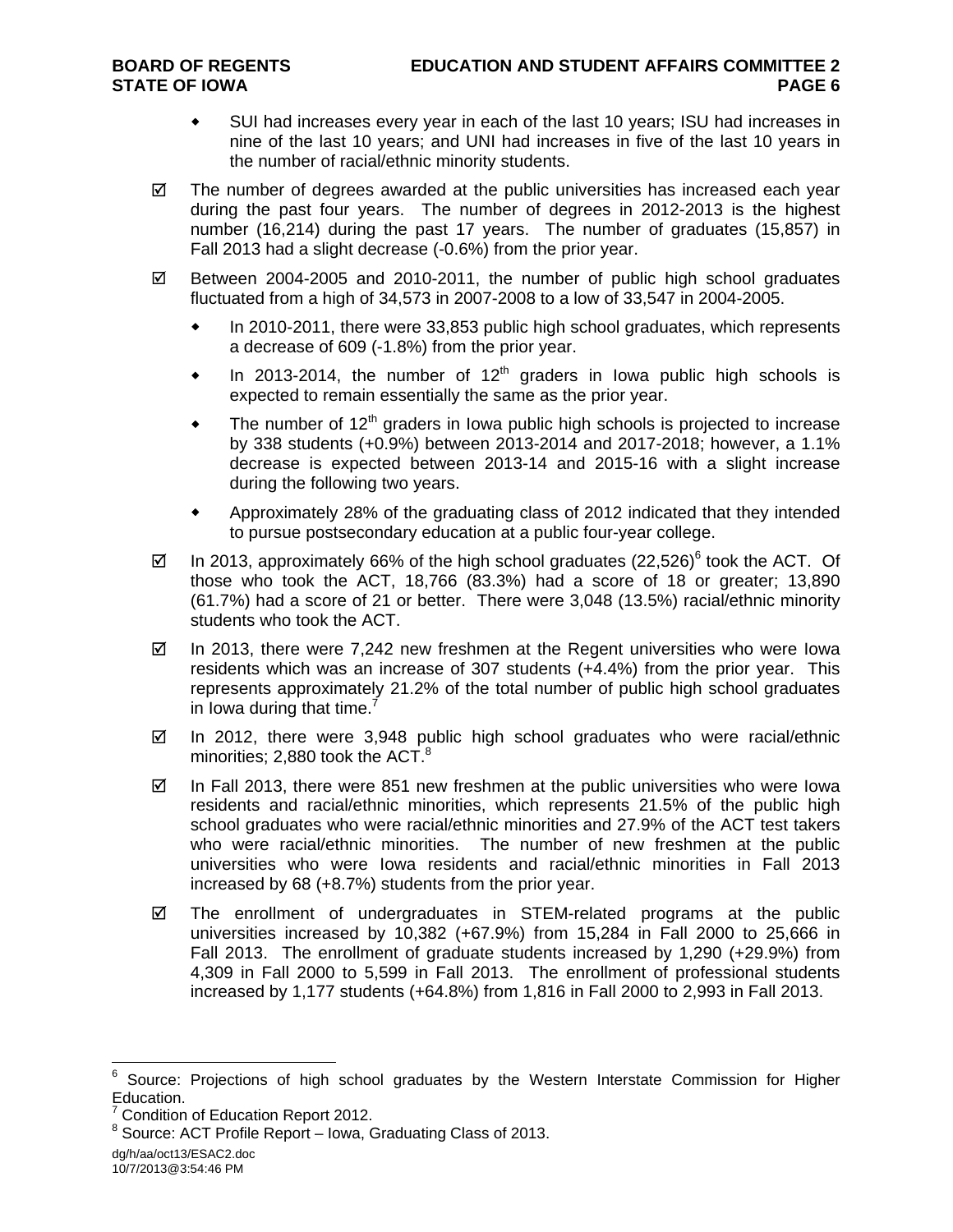- SUI had increases every year in each of the last 10 years; ISU had increases in nine of the last 10 years; and UNI had increases in five of the last 10 years in the number of racial/ethnic minority students.

☑ The number of degrees awarded at the public universities has increased each year during the past four years. The number of degrees in 2012-2013 is the highest number (16,214) during the past 17 years. The number of graduates (15,857) in Fall 2013 had a slight decrease (-0.6%) from the prior year.

☑ Between 2004-2005 and 2010-2011, the number of public high school graduates fluctuated from a high of 34,573 in 2007-2008 to a low of 33,547 in 2004-2005.

- In 2010-2011, there were 33,853 public high school graduates, which represents a decrease of 609 (-1.8%) from the prior year.
- In 2013-2014, the number of 12th graders in Iowa public high schools is expected to remain essentially the same as the prior year.
- The number of 12th graders in Iowa public high schools is projected to increase by 338 students (+0.9%) between 2013-2014 and 2017-2018; however, a 1.1% decrease is expected between 2013-14 and 2015-16 with a slight increase during the following two years.
- Approximately 28% of the graduating class of 2012 indicated that they intended to pursue postsecondary education at a public four-year college.

☑ In 2013, approximately 66% of the high school graduates (22,526)[6] took the ACT. Of those who took the ACT, 18,766 (83.3%) had a score of 18 or greater; 13,890 (61.7%) had a score of 21 or better. There were 3,048 (13.5%) racial/ethnic minority students who took the ACT.

☑ In 2013, there were 7,242 new freshmen at the Regent universities who were Iowa residents which was an increase of 307 students (+4.4%) from the prior year. This represents approximately 21.2% of the total number of public high school graduates in Iowa during that time.[7]

☑ In 2012, there were 3,948 public high school graduates who were racial/ethnic minorities; 2,880 took the ACT.[8]

☑ In Fall 2013, there were 851 new freshmen at the public universities who were Iowa residents and racial/ethnic minorities, which represents 21.5% of the public high school graduates who were racial/ethnic minorities and 27.9% of the ACT test takers who were racial/ethnic minorities. The number of new freshmen at the public universities who were Iowa residents and racial/ethnic minorities in Fall 2013 increased by 68 (+8.7%) students from the prior year.

☑ The enrollment of undergraduates in STEM-related programs at the public universities increased by 10,382 (+67.9%) from 15,284 in Fall 2000 to 25,666 in Fall 2013. The enrollment of graduate students increased by 1,290 (+29.9%) from 4,309 in Fall 2000 to 5,599 in Fall 2013. The enrollment of professional students increased by 1,177 students (+64.8%) from 1,816 in Fall 2000 to 2,993 in Fall 2013.

---

[6] Source: Projections of high school graduates by the Western Interstate Commission for Higher Education.

[7] Condition of Education Report 2012.

[8] Source: ACT Profile Report – Iowa, Graduating Class of 2013.

dg/h/aa/oct13/ESAC2.doc
10/7/2013@3:54:46 PM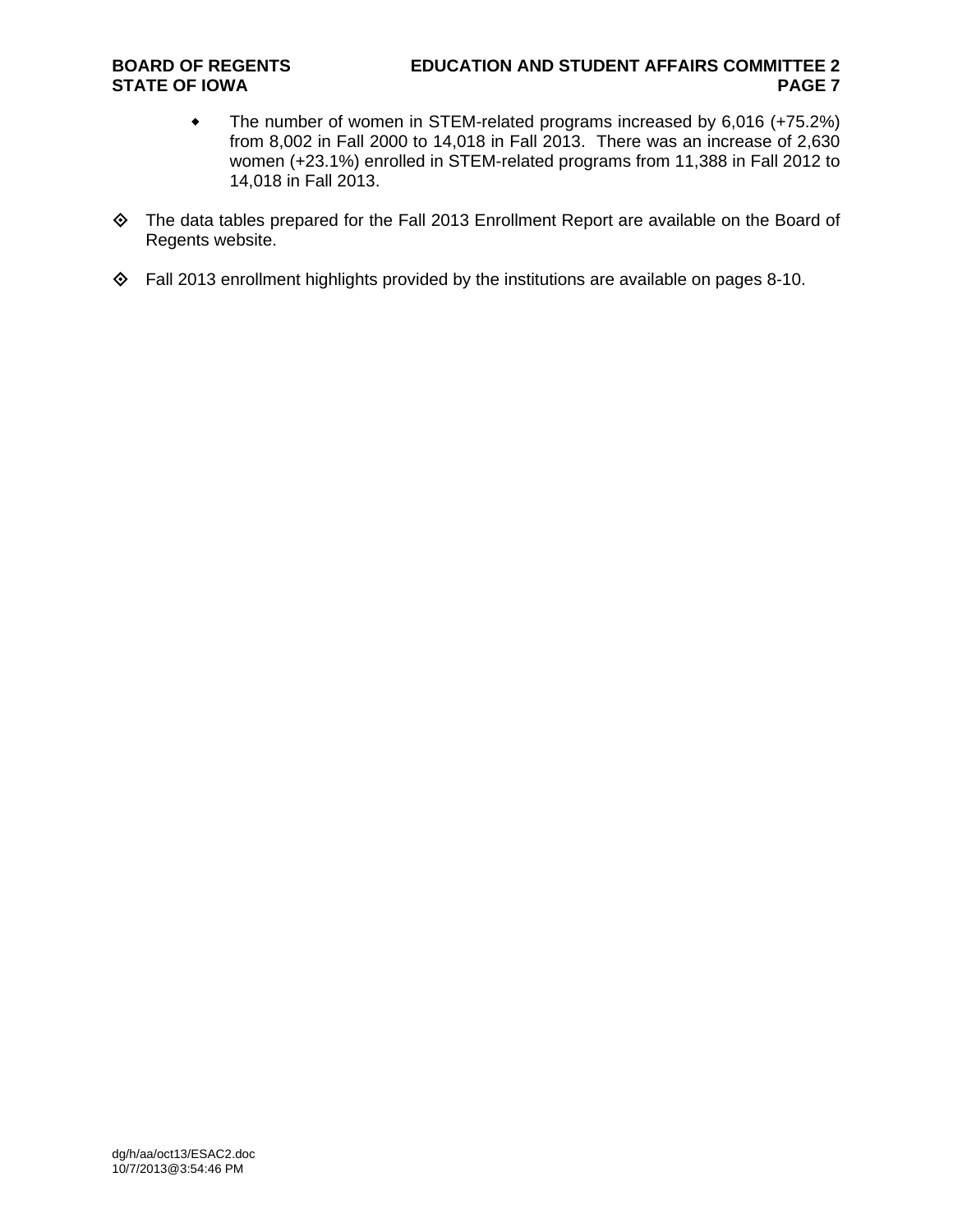- The number of women in STEM-related programs increased by 6,016 (+75.2%) from 8,002 in Fall 2000 to 14,018 in Fall 2013. There was an increase of 2,630 women (+23.1%) enrolled in STEM-related programs from 11,388 in Fall 2012 to 14,018 in Fall 2013.

- The data tables prepared for the Fall 2013 Enrollment Report are available on the Board of Regents website.

- Fall 2013 enrollment highlights provided by the institutions are available on pages 8-10.

dg/h/aa/oct13/ESAC2.doc
10/7/2013@3:54:46 PM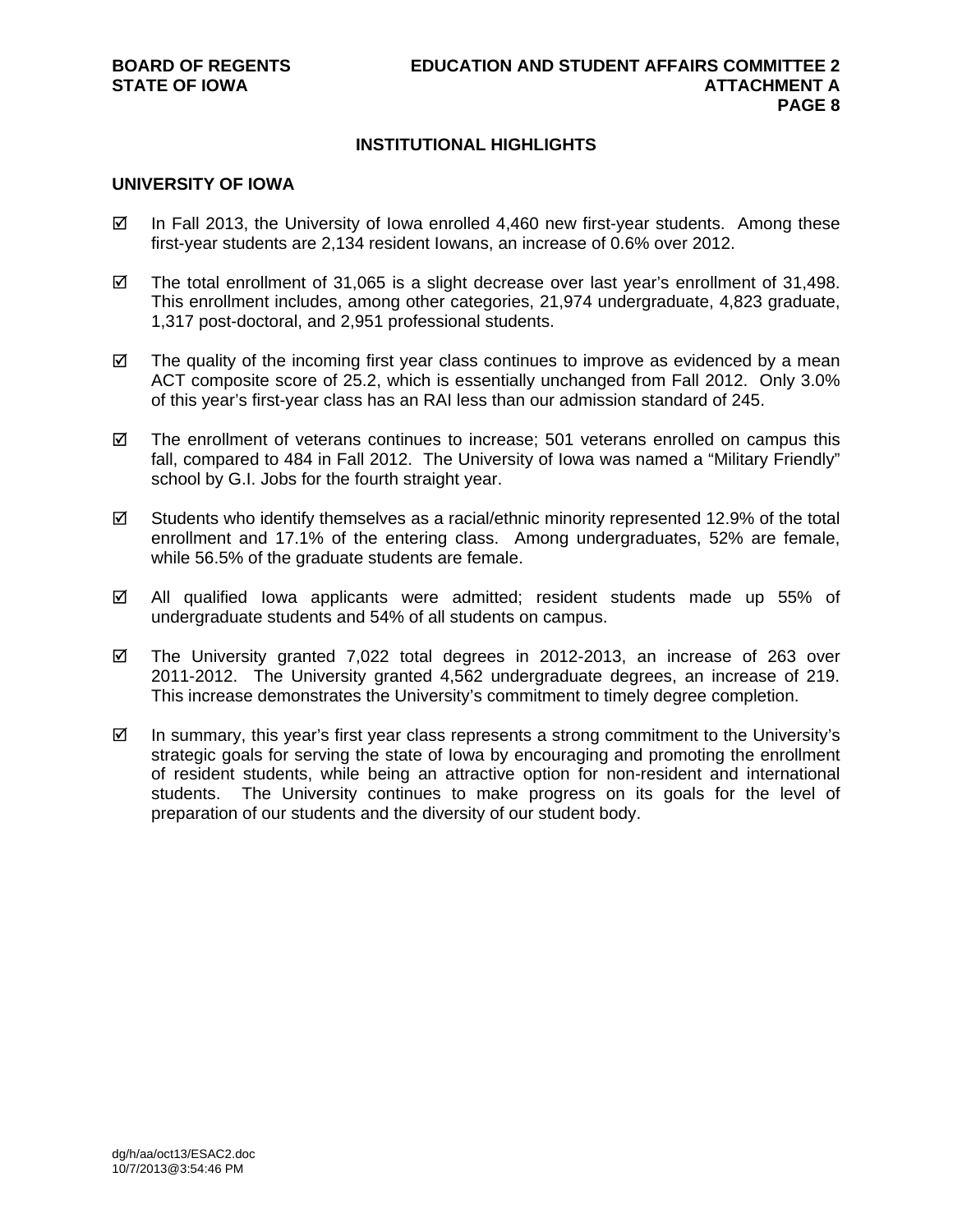## INSTITUTIONAL HIGHLIGHTS

### UNIVERSITY OF IOWA

- ☑ In Fall 2013, the University of Iowa enrolled 4,460 new first-year students. Among these first-year students are 2,134 resident Iowans, an increase of 0.6% over 2012.

- ☑ The total enrollment of 31,065 is a slight decrease over last year's enrollment of 31,498. This enrollment includes, among other categories, 21,974 undergraduate, 4,823 graduate, 1,317 post-doctoral, and 2,951 professional students.

- ☑ The quality of the incoming first year class continues to improve as evidenced by a mean ACT composite score of 25.2, which is essentially unchanged from Fall 2012. Only 3.0% of this year's first-year class has an RAI less than our admission standard of 245.

- ☑ The enrollment of veterans continues to increase; 501 veterans enrolled on campus this fall, compared to 484 in Fall 2012. The University of Iowa was named a "Military Friendly" school by G.I. Jobs for the fourth straight year.

- ☑ Students who identify themselves as a racial/ethnic minority represented 12.9% of the total enrollment and 17.1% of the entering class. Among undergraduates, 52% are female, while 56.5% of the graduate students are female.

- ☑ All qualified Iowa applicants were admitted; resident students made up 55% of undergraduate students and 54% of all students on campus.

- ☑ The University granted 7,022 total degrees in 2012-2013, an increase of 263 over 2011-2012. The University granted 4,562 undergraduate degrees, an increase of 219. This increase demonstrates the University's commitment to timely degree completion.

- ☑ In summary, this year's first year class represents a strong commitment to the University's strategic goals for serving the state of Iowa by encouraging and promoting the enrollment of resident students, while being an attractive option for non-resident and international students. The University continues to make progress on its goals for the level of preparation of our students and the diversity of our student body.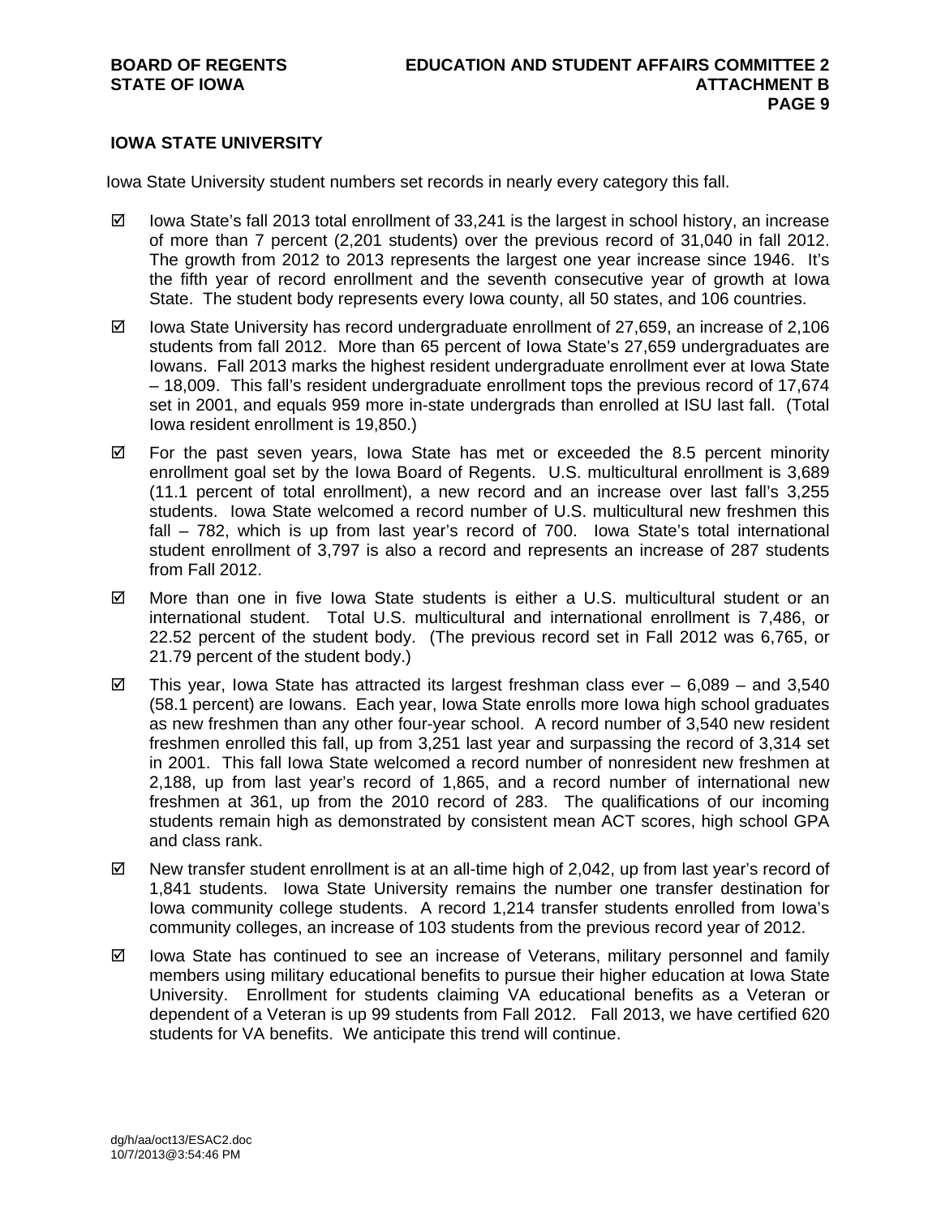## IOWA STATE UNIVERSITY

Iowa State University student numbers set records in nearly every category this fall.

- ☑ Iowa State's fall 2013 total enrollment of 33,241 is the largest in school history, an increase of more than 7 percent (2,201 students) over the previous record of 31,040 in fall 2012. The growth from 2012 to 2013 represents the largest one year increase since 1946. It's the fifth year of record enrollment and the seventh consecutive year of growth at Iowa State. The student body represents every Iowa county, all 50 states, and 106 countries.
- ☑ Iowa State University has record undergraduate enrollment of 27,659, an increase of 2,106 students from fall 2012. More than 65 percent of Iowa State's 27,659 undergraduates are Iowans. Fall 2013 marks the highest resident undergraduate enrollment ever at Iowa State – 18,009. This fall's resident undergraduate enrollment tops the previous record of 17,674 set in 2001, and equals 959 more in-state undergrads than enrolled at ISU last fall. (Total Iowa resident enrollment is 19,850.)
- ☑ For the past seven years, Iowa State has met or exceeded the 8.5 percent minority enrollment goal set by the Iowa Board of Regents. U.S. multicultural enrollment is 3,689 (11.1 percent of total enrollment), a new record and an increase over last fall's 3,255 students. Iowa State welcomed a record number of U.S. multicultural new freshmen this fall – 782, which is up from last year's record of 700. Iowa State's total international student enrollment of 3,797 is also a record and represents an increase of 287 students from Fall 2012.
- ☑ More than one in five Iowa State students is either a U.S. multicultural student or an international student. Total U.S. multicultural and international enrollment is 7,486, or 22.52 percent of the student body. (The previous record set in Fall 2012 was 6,765, or 21.79 percent of the student body.)
- ☑ This year, Iowa State has attracted its largest freshman class ever – 6,089 – and 3,540 (58.1 percent) are Iowans. Each year, Iowa State enrolls more Iowa high school graduates as new freshmen than any other four-year school. A record number of 3,540 new resident freshmen enrolled this fall, up from 3,251 last year and surpassing the record of 3,314 set in 2001. This fall Iowa State welcomed a record number of nonresident new freshmen at 2,188, up from last year's record of 1,865, and a record number of international new freshmen at 361, up from the 2010 record of 283. The qualifications of our incoming students remain high as demonstrated by consistent mean ACT scores, high school GPA and class rank.
- ☑ New transfer student enrollment is at an all-time high of 2,042, up from last year's record of 1,841 students. Iowa State University remains the number one transfer destination for Iowa community college students. A record 1,214 transfer students enrolled from Iowa's community colleges, an increase of 103 students from the previous record year of 2012.
- ☑ Iowa State has continued to see an increase of Veterans, military personnel and family members using military educational benefits to pursue their higher education at Iowa State University. Enrollment for students claiming VA educational benefits as a Veteran or dependent of a Veteran is up 99 students from Fall 2012. Fall 2013, we have certified 620 students for VA benefits. We anticipate this trend will continue.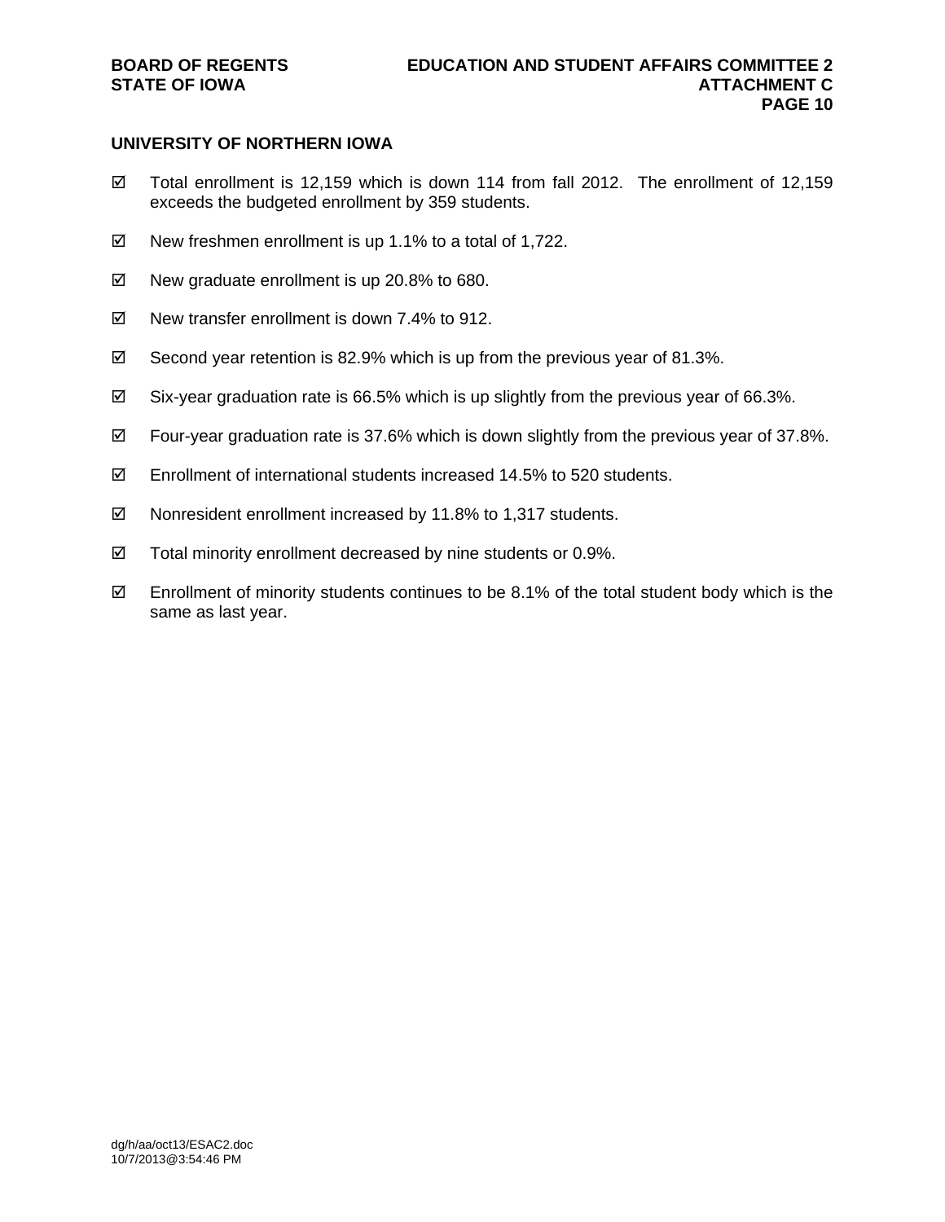## UNIVERSITY OF NORTHERN IOWA

- ☑ Total enrollment is 12,159 which is down 114 from fall 2012. The enrollment of 12,159 exceeds the budgeted enrollment by 359 students.
- ☑ New freshmen enrollment is up 1.1% to a total of 1,722.
- ☑ New graduate enrollment is up 20.8% to 680.
- ☑ New transfer enrollment is down 7.4% to 912.
- ☑ Second year retention is 82.9% which is up from the previous year of 81.3%.
- ☑ Six-year graduation rate is 66.5% which is up slightly from the previous year of 66.3%.
- ☑ Four-year graduation rate is 37.6% which is down slightly from the previous year of 37.8%.
- ☑ Enrollment of international students increased 14.5% to 520 students.
- ☑ Nonresident enrollment increased by 11.8% to 1,317 students.
- ☑ Total minority enrollment decreased by nine students or 0.9%.
- ☑ Enrollment of minority students continues to be 8.1% of the total student body which is the same as last year.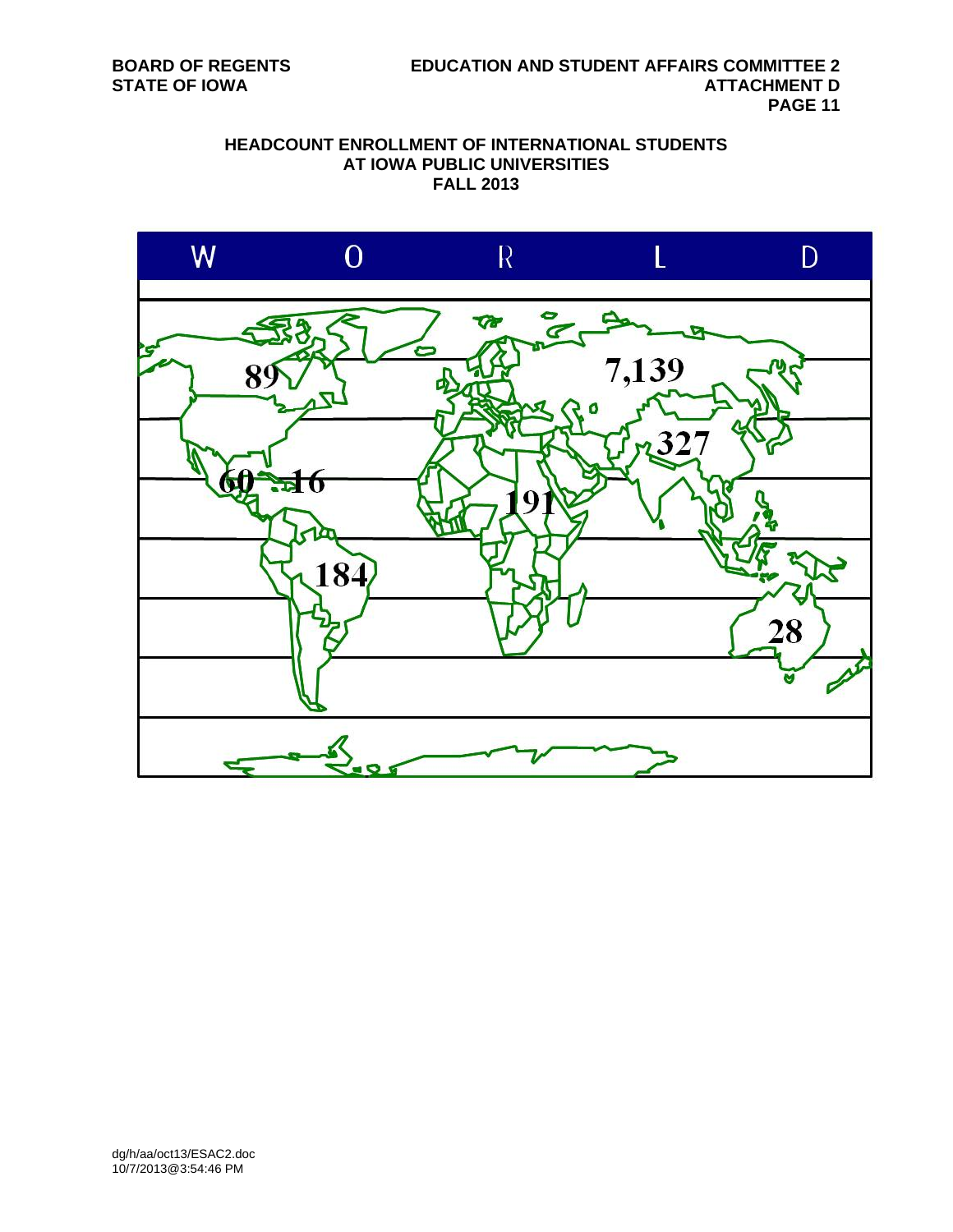## HEADCOUNT ENROLLMENT OF INTERNATIONAL STUDENTS AT IOWA PUBLIC UNIVERSITIES FALL 2013

W O R L D

89

7,139

327

60

16

191

184

28

dg/h/aa/oct13/ESAC2.doc
10/7/2013@3:54:46 PM